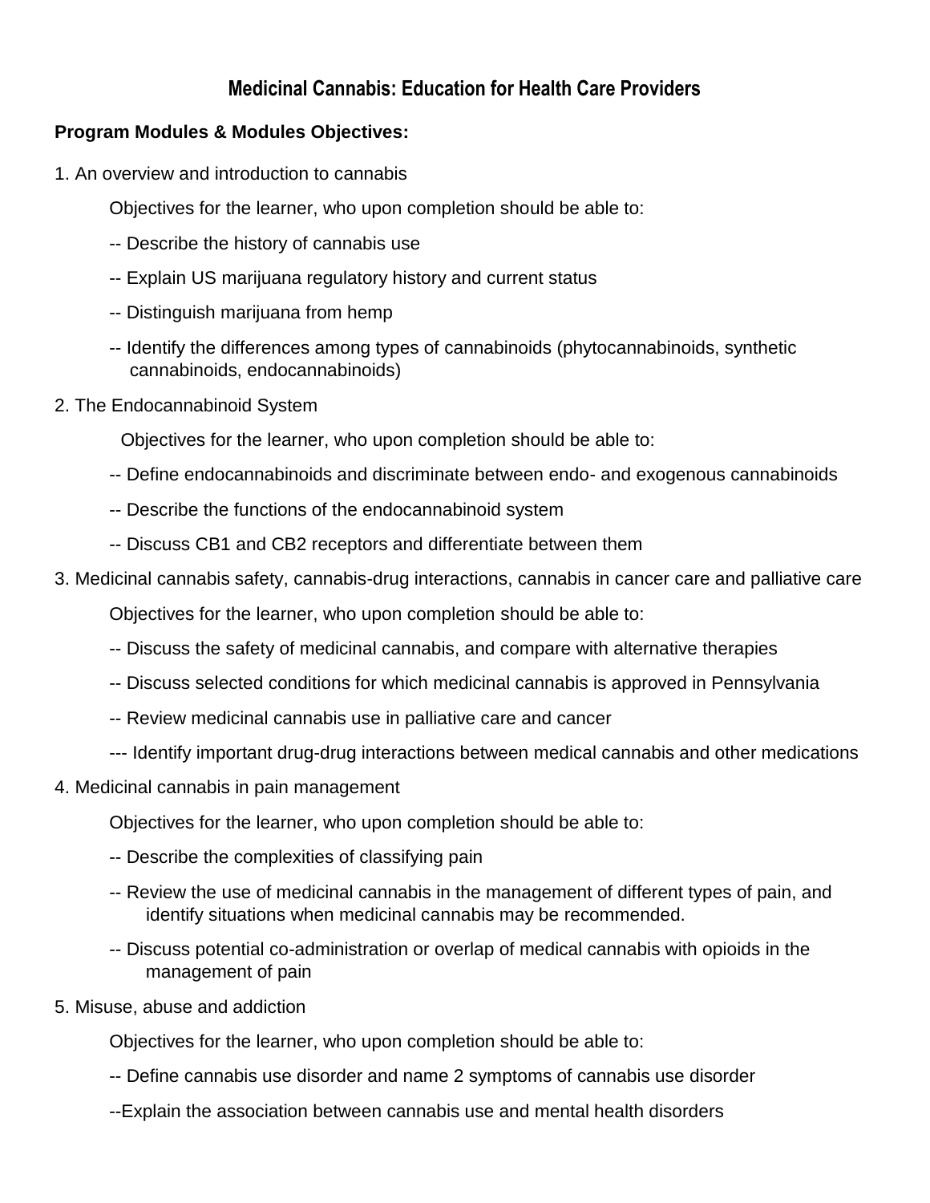# Medicinal Cannabis: Education for Health Care Providers

**Program Modules & Modules Objectives:**

1. An overview and introduction to cannabis

    Objectives for the learner, who upon completion should be able to:

    -- Describe the history of cannabis use

    -- Explain US marijuana regulatory history and current status

    -- Distinguish marijuana from hemp

    -- Identify the differences among types of cannabinoids (phytocannabinoids, synthetic cannabinoids, endocannabinoids)

2. The Endocannabinoid System

    Objectives for the learner, who upon completion should be able to:

    -- Define endocannabinoids and discriminate between endo- and exogenous cannabinoids

    -- Describe the functions of the endocannabinoid system

    -- Discuss CB1 and CB2 receptors and differentiate between them

3. Medicinal cannabis safety, cannabis-drug interactions, cannabis in cancer care and palliative care

    Objectives for the learner, who upon completion should be able to:

    -- Discuss the safety of medicinal cannabis, and compare with alternative therapies

    -- Discuss selected conditions for which medicinal cannabis is approved in Pennsylvania

    -- Review medicinal cannabis use in palliative care and cancer

    --- Identify important drug-drug interactions between medical cannabis and other medications

4. Medicinal cannabis in pain management

    Objectives for the learner, who upon completion should be able to:

    -- Describe the complexities of classifying pain

    -- Review the use of medicinal cannabis in the management of different types of pain, and identify situations when medicinal cannabis may be recommended.

    -- Discuss potential co-administration or overlap of medical cannabis with opioids in the management of pain

5. Misuse, abuse and addiction

    Objectives for the learner, who upon completion should be able to:

    -- Define cannabis use disorder and name 2 symptoms of cannabis use disorder

    --Explain the association between cannabis use and mental health disorders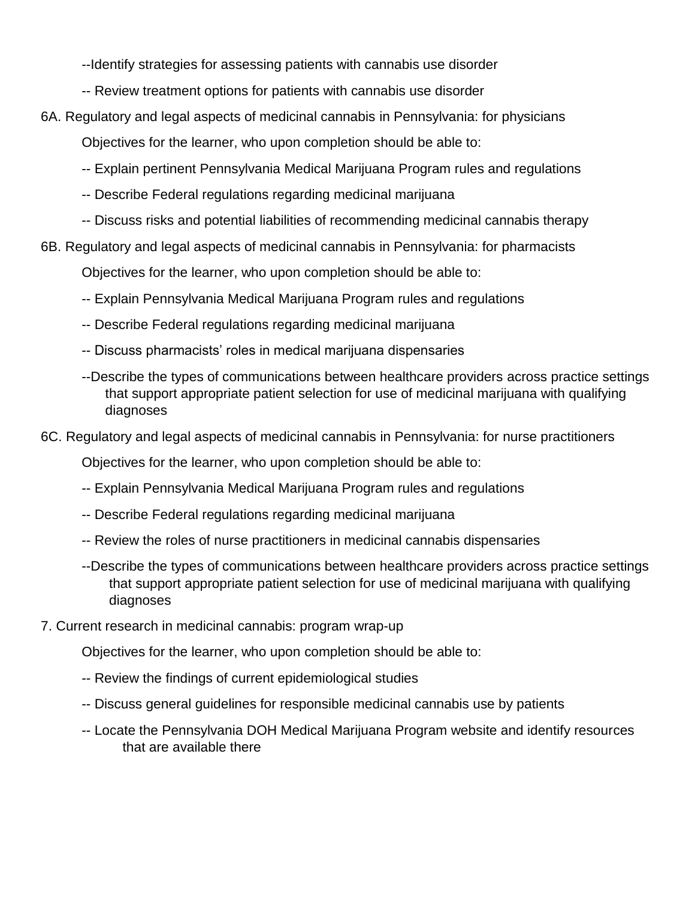--Identify strategies for assessing patients with cannabis use disorder

-- Review treatment options for patients with cannabis use disorder

6A. Regulatory and legal aspects of medicinal cannabis in Pennsylvania: for physicians

Objectives for the learner, who upon completion should be able to:

-- Explain pertinent Pennsylvania Medical Marijuana Program rules and regulations

-- Describe Federal regulations regarding medicinal marijuana

-- Discuss risks and potential liabilities of recommending medicinal cannabis therapy

6B. Regulatory and legal aspects of medicinal cannabis in Pennsylvania: for pharmacists

Objectives for the learner, who upon completion should be able to:

-- Explain Pennsylvania Medical Marijuana Program rules and regulations

-- Describe Federal regulations regarding medicinal marijuana

-- Discuss pharmacists' roles in medical marijuana dispensaries

--Describe the types of communications between healthcare providers across practice settings that support appropriate patient selection for use of medicinal marijuana with qualifying diagnoses

6C. Regulatory and legal aspects of medicinal cannabis in Pennsylvania: for nurse practitioners

Objectives for the learner, who upon completion should be able to:

-- Explain Pennsylvania Medical Marijuana Program rules and regulations

-- Describe Federal regulations regarding medicinal marijuana

-- Review the roles of nurse practitioners in medicinal cannabis dispensaries

--Describe the types of communications between healthcare providers across practice settings that support appropriate patient selection for use of medicinal marijuana with qualifying diagnoses

7. Current research in medicinal cannabis: program wrap-up

Objectives for the learner, who upon completion should be able to:

-- Review the findings of current epidemiological studies

-- Discuss general guidelines for responsible medicinal cannabis use by patients

-- Locate the Pennsylvania DOH Medical Marijuana Program website and identify resources that are available there